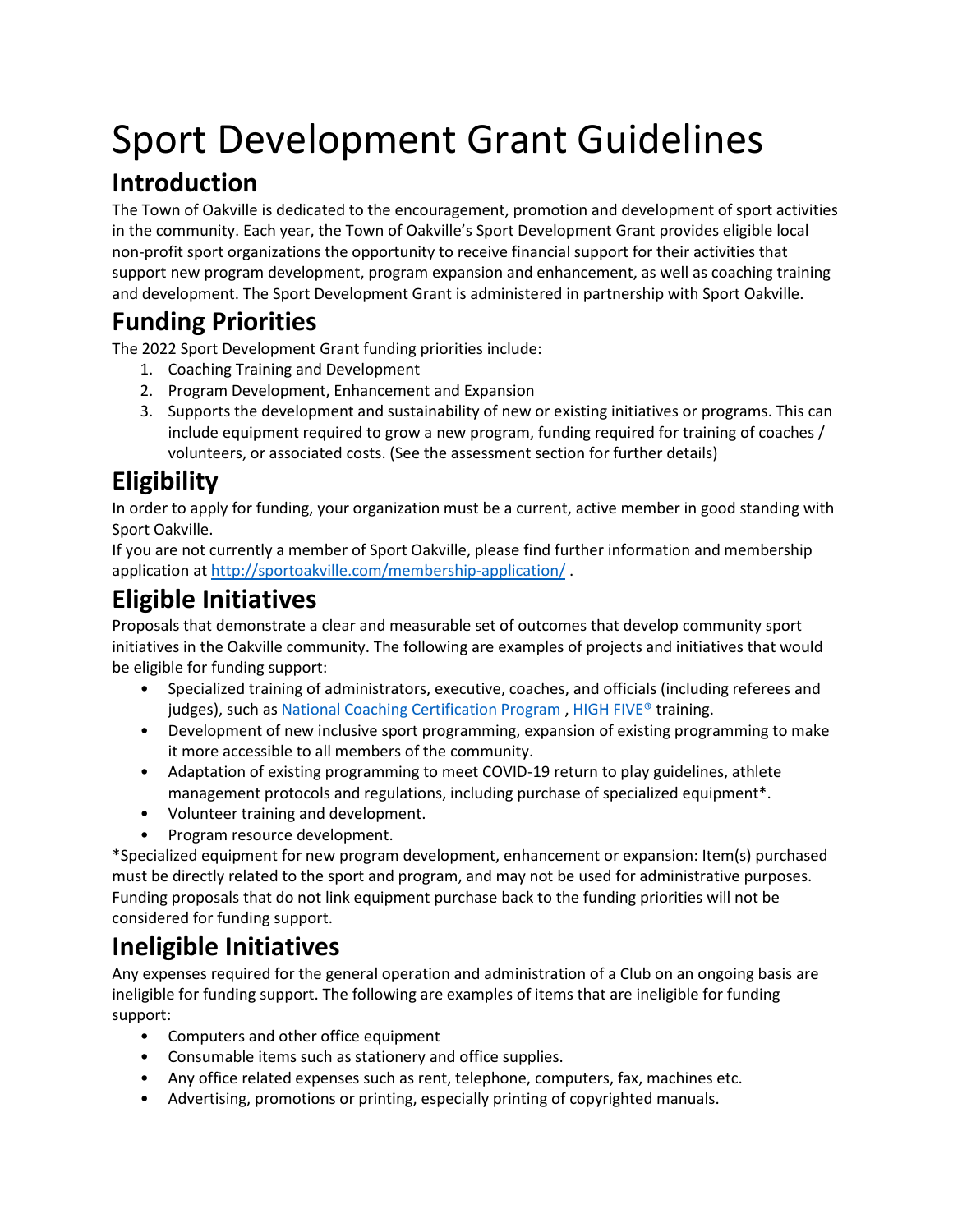# Sport Development Grant Guidelines

## Introduction

The Town of Oakville is dedicated to the encouragement, promotion and development of sport activities in the community. Each year, the Town of Oakville's Sport Development Grant provides eligible local non-profit sport organizations the opportunity to receive financial support for their activities that support new program development, program expansion and enhancement, as well as coaching training and development. The Sport Development Grant is administered in partnership with Sport Oakville.

## Funding Priorities

The 2022 Sport Development Grant funding priorities include:

1. Coaching Training and Development
2. Program Development, Enhancement and Expansion
3. Supports the development and sustainability of new or existing initiatives or programs. This can include equipment required to grow a new program, funding required for training of coaches / volunteers, or associated costs. (See the assessment section for further details)

## Eligibility

In order to apply for funding, your organization must be a current, active member in good standing with Sport Oakville.

If you are not currently a member of Sport Oakville, please find further information and membership application at [http://sportoakville.com/membership-application/](http://sportoakville.com/membership-application/) .

## Eligible Initiatives

Proposals that demonstrate a clear and measurable set of outcomes that develop community sport initiatives in the Oakville community. The following are examples of projects and initiatives that would be eligible for funding support:

- Specialized training of administrators, executive, coaches, and officials (including referees and judges), such as National Coaching Certification Program , HIGH FIVE® training.
- Development of new inclusive sport programming, expansion of existing programming to make it more accessible to all members of the community.
- Adaptation of existing programming to meet COVID-19 return to play guidelines, athlete management protocols and regulations, including purchase of specialized equipment*.
- Volunteer training and development.
- Program resource development.

*Specialized equipment for new program development, enhancement or expansion: Item(s) purchased must be directly related to the sport and program, and may not be used for administrative purposes. Funding proposals that do not link equipment purchase back to the funding priorities will not be considered for funding support.

## Ineligible Initiatives

Any expenses required for the general operation and administration of a Club on an ongoing basis are ineligible for funding support. The following are examples of items that are ineligible for funding support:

- Computers and other office equipment
- Consumable items such as stationery and office supplies.
- Any office related expenses such as rent, telephone, computers, fax, machines etc.
- Advertising, promotions or printing, especially printing of copyrighted manuals.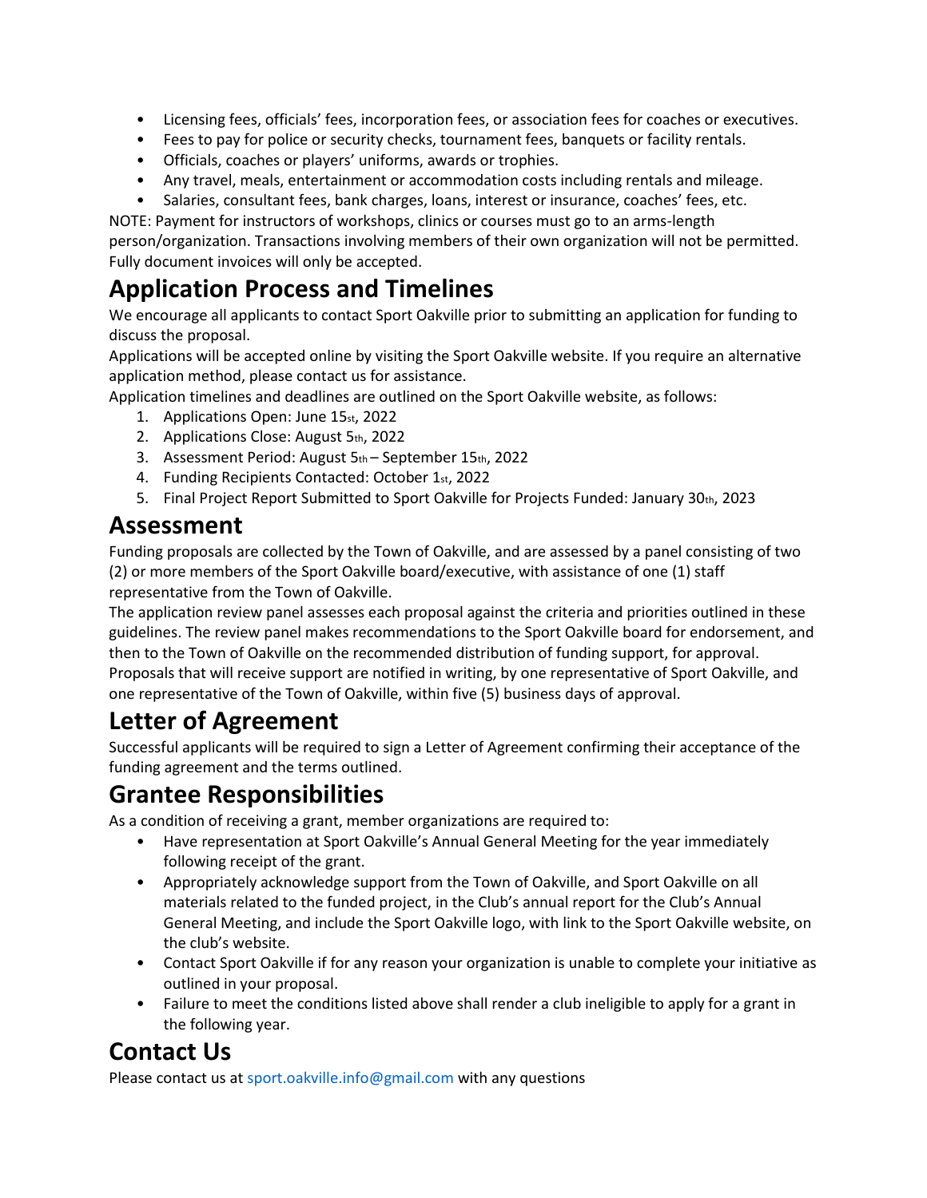- Licensing fees, officials' fees, incorporation fees, or association fees for coaches or executives.
- Fees to pay for police or security checks, tournament fees, banquets or facility rentals.
- Officials, coaches or players' uniforms, awards or trophies.
- Any travel, meals, entertainment or accommodation costs including rentals and mileage.
- Salaries, consultant fees, bank charges, loans, interest or insurance, coaches' fees, etc.

NOTE: Payment for instructors of workshops, clinics or courses must go to an arms-length person/organization. Transactions involving members of their own organization will not be permitted. Fully document invoices will only be accepted.

# Application Process and Timelines

We encourage all applicants to contact Sport Oakville prior to submitting an application for funding to discuss the proposal.

Applications will be accepted online by visiting the Sport Oakville website. If you require an alternative application method, please contact us for assistance.

Application timelines and deadlines are outlined on the Sport Oakville website, as follows:

1. Applications Open: June 15st, 2022
2. Applications Close: August 5th, 2022
3. Assessment Period: August 5th – September 15th, 2022
4. Funding Recipients Contacted: October 1st, 2022
5. Final Project Report Submitted to Sport Oakville for Projects Funded: January 30th, 2023

# Assessment

Funding proposals are collected by the Town of Oakville, and are assessed by a panel consisting of two (2) or more members of the Sport Oakville board/executive, with assistance of one (1) staff representative from the Town of Oakville.

The application review panel assesses each proposal against the criteria and priorities outlined in these guidelines. The review panel makes recommendations to the Sport Oakville board for endorsement, and then to the Town of Oakville on the recommended distribution of funding support, for approval.

Proposals that will receive support are notified in writing, by one representative of Sport Oakville, and one representative of the Town of Oakville, within five (5) business days of approval.

# Letter of Agreement

Successful applicants will be required to sign a Letter of Agreement confirming their acceptance of the funding agreement and the terms outlined.

# Grantee Responsibilities

As a condition of receiving a grant, member organizations are required to:

- Have representation at Sport Oakville's Annual General Meeting for the year immediately following receipt of the grant.
- Appropriately acknowledge support from the Town of Oakville, and Sport Oakville on all materials related to the funded project, in the Club's annual report for the Club's Annual General Meeting, and include the Sport Oakville logo, with link to the Sport Oakville website, on the club's website.
- Contact Sport Oakville if for any reason your organization is unable to complete your initiative as outlined in your proposal.
- Failure to meet the conditions listed above shall render a club ineligible to apply for a grant in the following year.

# Contact Us

Please contact us at sport.oakville.info@gmail.com with any questions